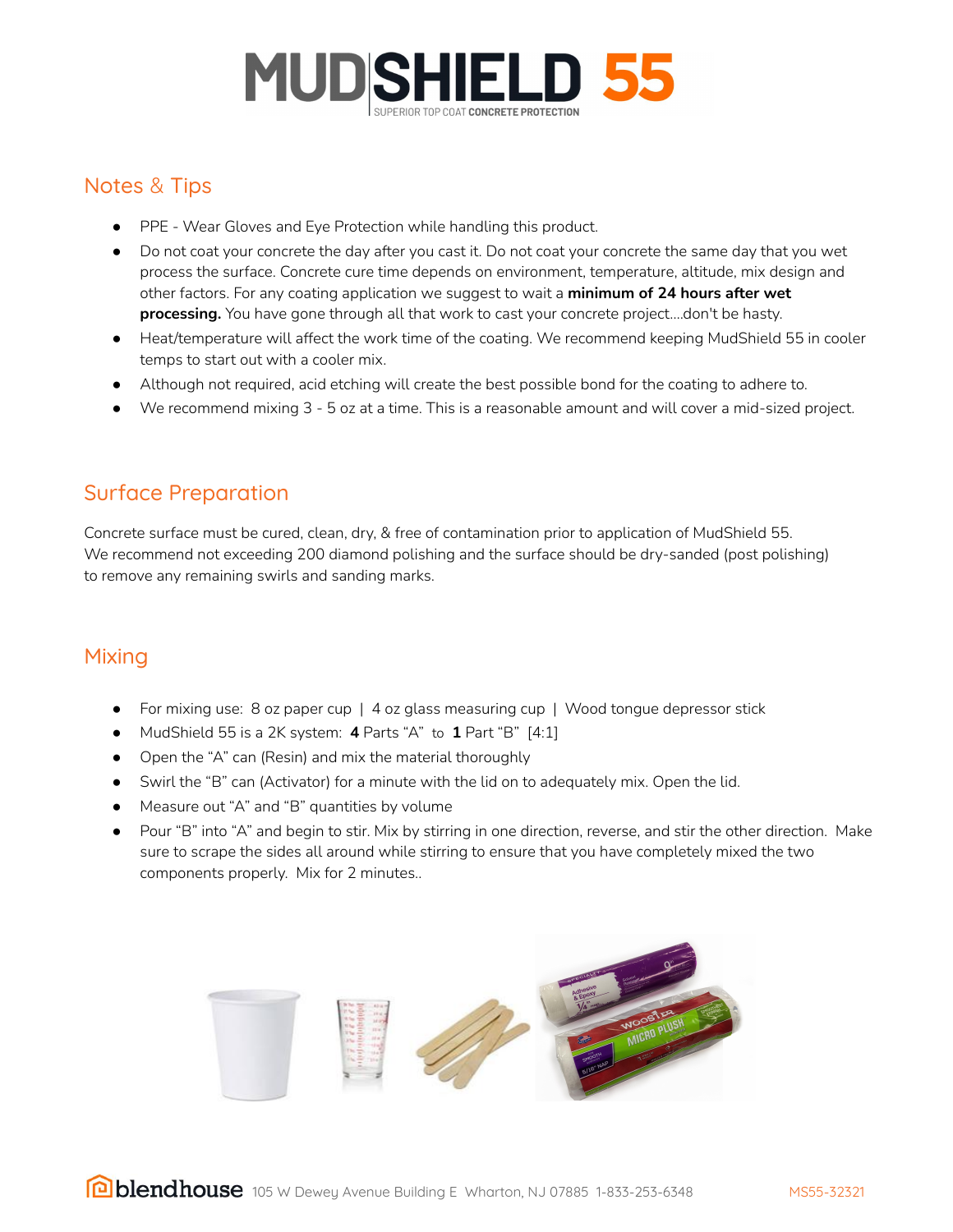# MUDSHIELD 55

SUPERIOR TOP COAT **CONCRETE PROTECTION**

## Notes & Tips

- PPE - Wear Gloves and Eye Protection while handling this product.
- Do not coat your concrete the day after you cast it. Do not coat your concrete the same day that you wet process the surface. Concrete cure time depends on environment, temperature, altitude, mix design and other factors. For any coating application we suggest to wait a **minimum of 24 hours after wet processing.** You have gone through all that work to cast your concrete project....don't be hasty.
- Heat/temperature will affect the work time of the coating. We recommend keeping MudShield 55 in cooler temps to start out with a cooler mix.
- Although not required, acid etching will create the best possible bond for the coating to adhere to.
- We recommend mixing 3 - 5 oz at a time. This is a reasonable amount and will cover a mid-sized project.

## Surface Preparation

Concrete surface must be cured, clean, dry, & free of contamination prior to application of MudShield 55. We recommend not exceeding 200 diamond polishing and the surface should be dry-sanded (post polishing) to remove any remaining swirls and sanding marks.

## Mixing

- For mixing use: 8 oz paper cup | 4 oz glass measuring cup | Wood tongue depressor stick
- MudShield 55 is a 2K system: **4** Parts "A" to **1** Part "B" [4:1]
- Open the "A" can (Resin) and mix the material thoroughly
- Swirl the "B" can (Activator) for a minute with the lid on to adequately mix. Open the lid.
- Measure out "A" and "B" quantities by volume
- Pour "B" into "A" and begin to stir. Mix by stirring in one direction, reverse, and stir the other direction. Make sure to scrape the sides all around while stirring to ensure that you have completely mixed the two components properly. Mix for 2 minutes..

blendhouse 105 W Dewey Avenue Building E Wharton, NJ 07885 1-833-253-6348 MS55-32321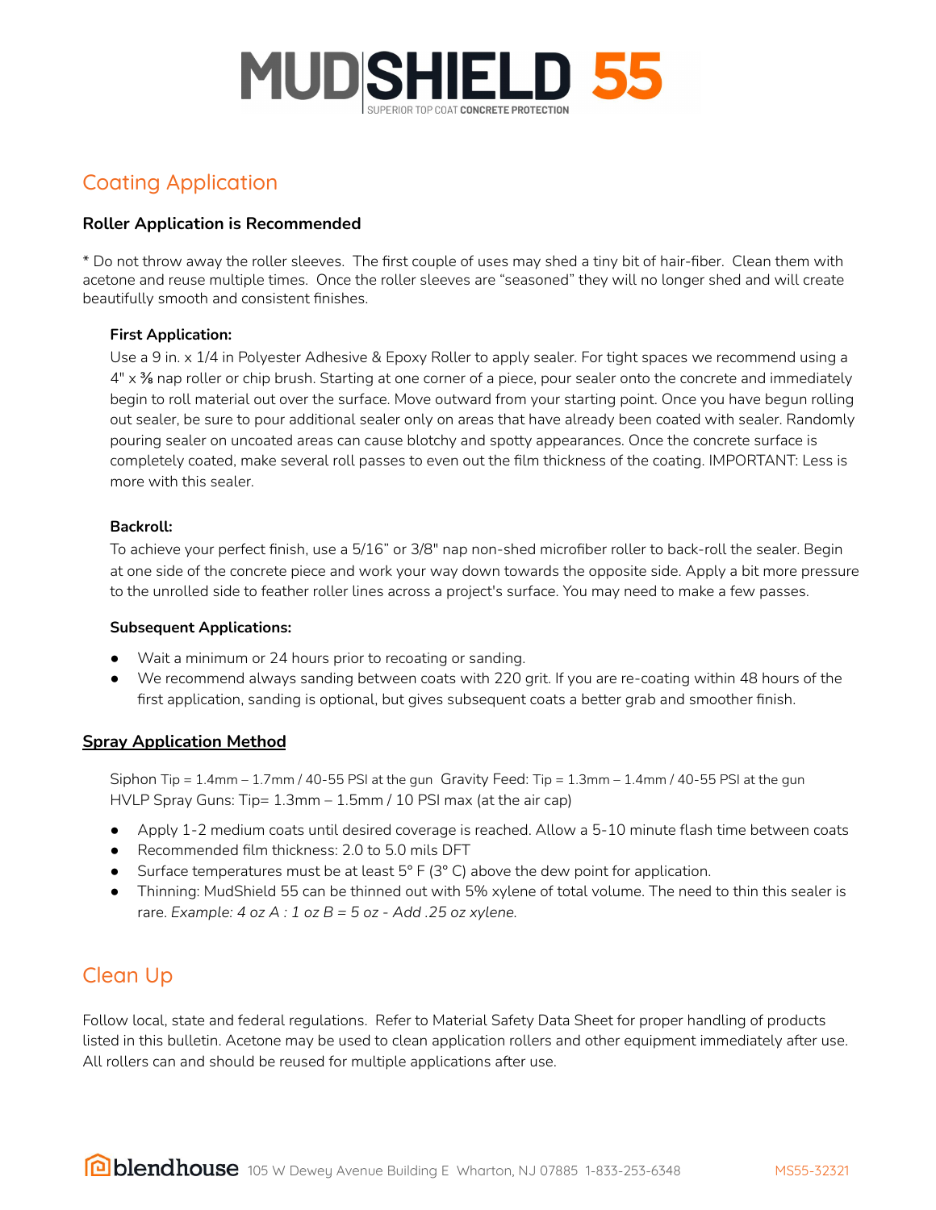## Coating Application

### Roller Application is Recommended

* Do not throw away the roller sleeves. The first couple of uses may shed a tiny bit of hair-fiber. Clean them with acetone and reuse multiple times. Once the roller sleeves are "seasoned" they will no longer shed and will create beautifully smooth and consistent finishes.

**First Application:**

Use a 9 in. x 1/4 in Polyester Adhesive & Epoxy Roller to apply sealer. For tight spaces we recommend using a 4" x ⅜ nap roller or chip brush. Starting at one corner of a piece, pour sealer onto the concrete and immediately begin to roll material out over the surface. Move outward from your starting point. Once you have begun rolling out sealer, be sure to pour additional sealer only on areas that have already been coated with sealer. Randomly pouring sealer on uncoated areas can cause blotchy and spotty appearances. Once the concrete surface is completely coated, make several roll passes to even out the film thickness of the coating. IMPORTANT: Less is more with this sealer.

**Backroll:**

To achieve your perfect finish, use a 5/16" or 3/8" nap non-shed microfiber roller to back-roll the sealer. Begin at one side of the concrete piece and work your way down towards the opposite side. Apply a bit more pressure to the unrolled side to feather roller lines across a project's surface. You may need to make a few passes.

**Subsequent Applications:**

- Wait a minimum or 24 hours prior to recoating or sanding.
- We recommend always sanding between coats with 220 grit. If you are re-coating within 48 hours of the first application, sanding is optional, but gives subsequent coats a better grab and smoother finish.

### Spray Application Method

Siphon Tip = 1.4mm – 1.7mm / 40-55 PSI at the gun  Gravity Feed: Tip = 1.3mm – 1.4mm / 40-55 PSI at the gun
HVLP Spray Guns: Tip= 1.3mm – 1.5mm / 10 PSI max (at the air cap)

- Apply 1-2 medium coats until desired coverage is reached. Allow a 5-10 minute flash time between coats
- Recommended film thickness: 2.0 to 5.0 mils DFT
- Surface temperatures must be at least 5° F (3° C) above the dew point for application.
- Thinning: MudShield 55 can be thinned out with 5% xylene of total volume. The need to thin this sealer is rare. *Example: 4 oz A : 1 oz B = 5 oz - Add .25 oz xylene.*

## Clean Up

Follow local, state and federal regulations. Refer to Material Safety Data Sheet for proper handling of products listed in this bulletin. Acetone may be used to clean application rollers and other equipment immediately after use. All rollers can and should be reused for multiple applications after use.